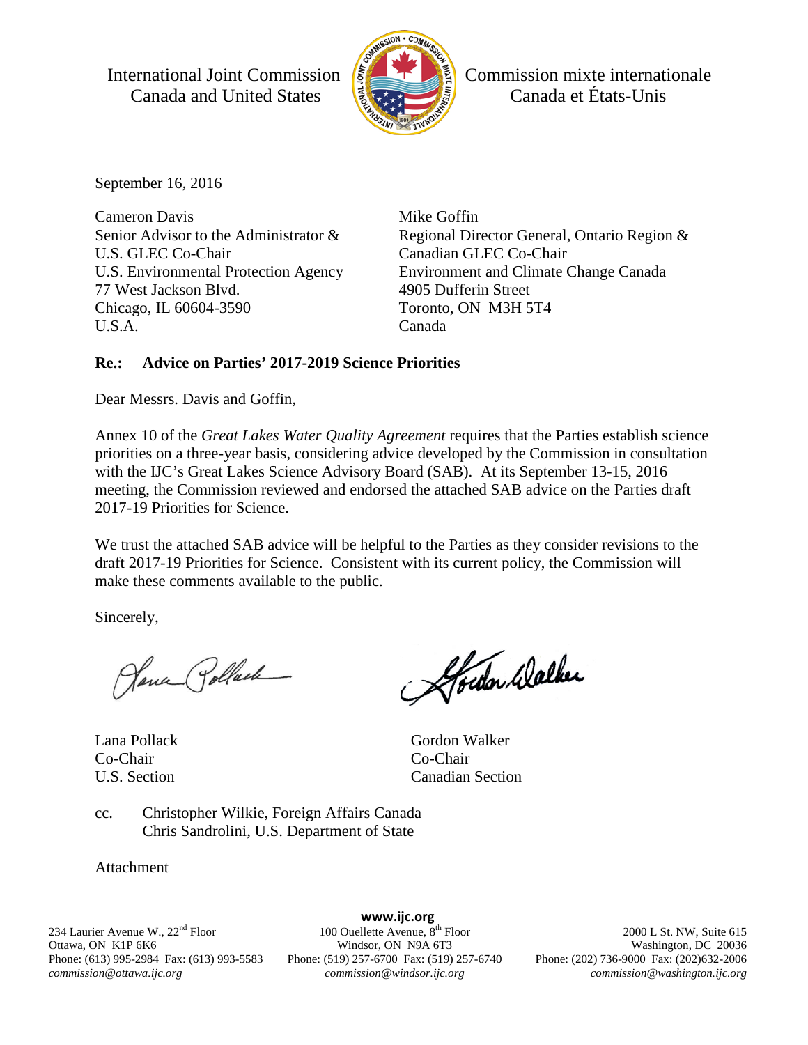International Joint Commission
Canada and United States

Commission mixte internationale
Canada et États-Unis

September 16, 2016

Cameron Davis
Senior Advisor to the Administrator &
U.S. GLEC Co-Chair
U.S. Environmental Protection Agency
77 West Jackson Blvd.
Chicago, IL 60604-3590
U.S.A.

Mike Goffin
Regional Director General, Ontario Region &
Canadian GLEC Co-Chair
Environment and Climate Change Canada
4905 Dufferin Street
Toronto, ON M3H 5T4
Canada

**Re.: Advice on Parties' 2017-2019 Science Priorities**

Dear Messrs. Davis and Goffin,

Annex 10 of the *Great Lakes Water Quality Agreement* requires that the Parties establish science priorities on a three-year basis, considering advice developed by the Commission in consultation with the IJC's Great Lakes Science Advisory Board (SAB). At its September 13-15, 2016 meeting, the Commission reviewed and endorsed the attached SAB advice on the Parties draft 2017-19 Priorities for Science.

We trust the attached SAB advice will be helpful to the Parties as they consider revisions to the draft 2017-19 Priorities for Science. Consistent with its current policy, the Commission will make these comments available to the public.

Sincerely,

Lana Pollack
Co-Chair
U.S. Section

Gordon Walker
Co-Chair
Canadian Section

cc. Christopher Wilkie, Foreign Affairs Canada
Chris Sandrolini, U.S. Department of State

Attachment

www.ijc.org

234 Laurier Avenue W., 22nd Floor
Ottawa, ON K1P 6K6
Phone: (613) 995-2984 Fax: (613) 993-5583
*commission@ottawa.ijc.org*

100 Ouellette Avenue, 8th Floor
Windsor, ON N9A 6T3
Phone: (519) 257-6700 Fax: (519) 257-6740
*commission@windsor.ijc.org*

2000 L St. NW, Suite 615
Washington, DC 20036
Phone: (202) 736-9000 Fax: (202)632-2006
*commission@washington.ijc.org*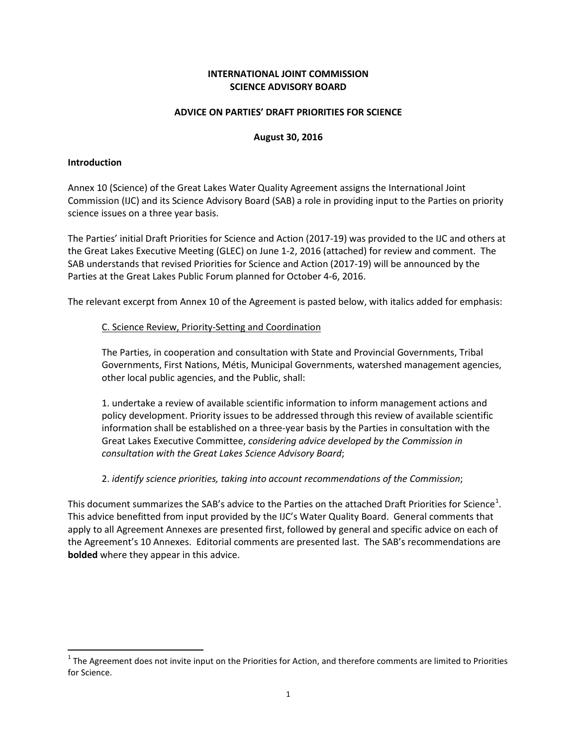**INTERNATIONAL JOINT COMMISSION**
**SCIENCE ADVISORY BOARD**

**ADVICE ON PARTIES' DRAFT PRIORITIES FOR SCIENCE**

**August 30, 2016**

**Introduction**

Annex 10 (Science) of the Great Lakes Water Quality Agreement assigns the International Joint Commission (IJC) and its Science Advisory Board (SAB) a role in providing input to the Parties on priority science issues on a three year basis.

The Parties' initial Draft Priorities for Science and Action (2017-19) was provided to the IJC and others at the Great Lakes Executive Meeting (GLEC) on June 1-2, 2016 (attached) for review and comment. The SAB understands that revised Priorities for Science and Action (2017-19) will be announced by the Parties at the Great Lakes Public Forum planned for October 4-6, 2016.

The relevant excerpt from Annex 10 of the Agreement is pasted below, with italics added for emphasis:

> <u>C. Science Review, Priority-Setting and Coordination</u>
>
> The Parties, in cooperation and consultation with State and Provincial Governments, Tribal Governments, First Nations, Métis, Municipal Governments, watershed management agencies, other local public agencies, and the Public, shall:
>
> 1. undertake a review of available scientific information to inform management actions and policy development. Priority issues to be addressed through this review of available scientific information shall be established on a three-year basis by the Parties in consultation with the Great Lakes Executive Committee, *considering advice developed by the Commission in consultation with the Great Lakes Science Advisory Board*;
>
> 2. *identify science priorities, taking into account recommendations of the Commission*;

This document summarizes the SAB's advice to the Parties on the attached Draft Priorities for Science[1]. This advice benefitted from input provided by the IJC's Water Quality Board. General comments that apply to all Agreement Annexes are presented first, followed by general and specific advice on each of the Agreement's 10 Annexes. Editorial comments are presented last. The SAB's recommendations are **bolded** where they appear in this advice.

---

[1] The Agreement does not invite input on the Priorities for Action, and therefore comments are limited to Priorities for Science.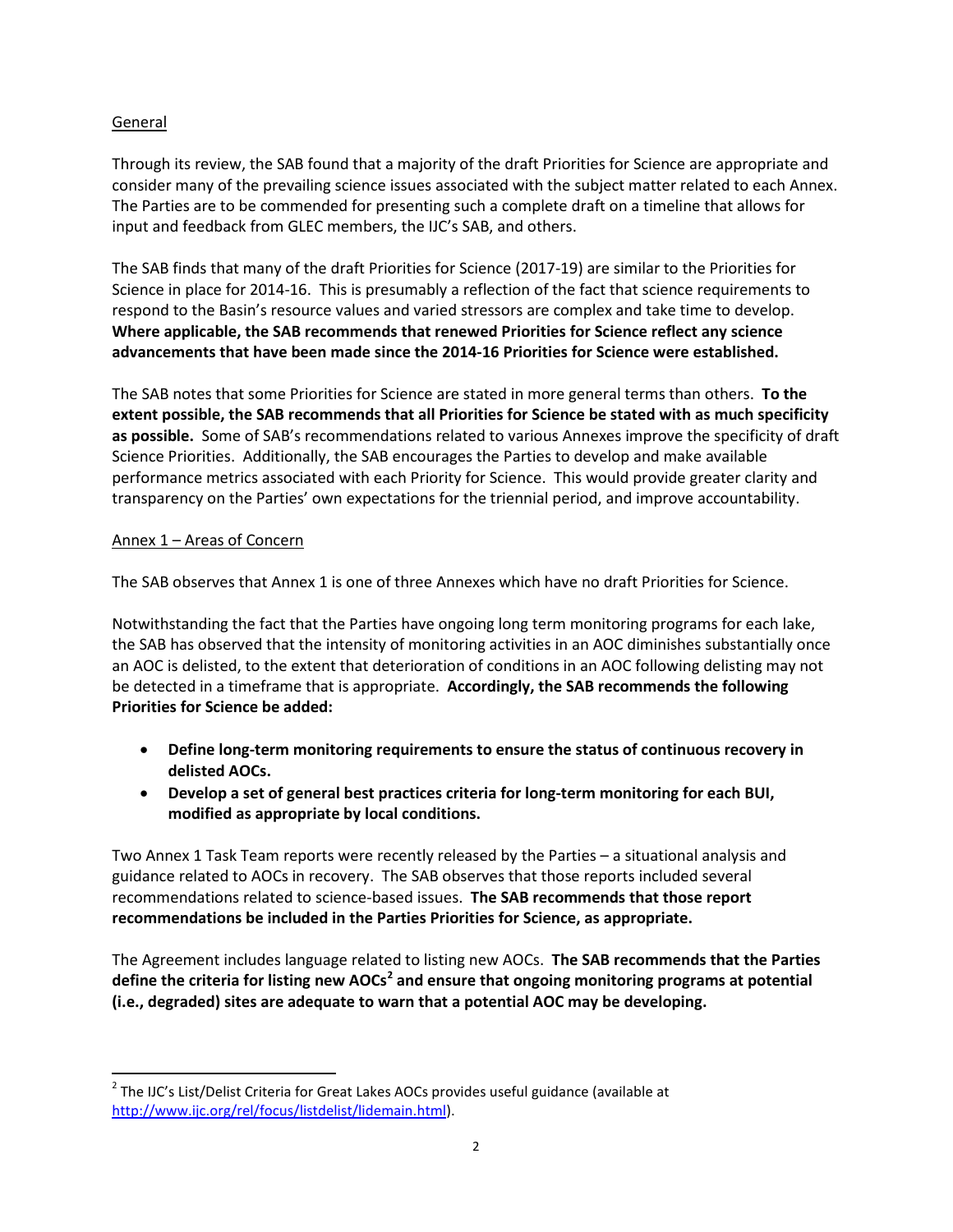General

Through its review, the SAB found that a majority of the draft Priorities for Science are appropriate and consider many of the prevailing science issues associated with the subject matter related to each Annex. The Parties are to be commended for presenting such a complete draft on a timeline that allows for input and feedback from GLEC members, the IJC's SAB, and others.

The SAB finds that many of the draft Priorities for Science (2017-19) are similar to the Priorities for Science in place for 2014-16. This is presumably a reflection of the fact that science requirements to respond to the Basin's resource values and varied stressors are complex and take time to develop. **Where applicable, the SAB recommends that renewed Priorities for Science reflect any science advancements that have been made since the 2014-16 Priorities for Science were established.**

The SAB notes that some Priorities for Science are stated in more general terms than others. **To the extent possible, the SAB recommends that all Priorities for Science be stated with as much specificity as possible.** Some of SAB's recommendations related to various Annexes improve the specificity of draft Science Priorities. Additionally, the SAB encourages the Parties to develop and make available performance metrics associated with each Priority for Science. This would provide greater clarity and transparency on the Parties' own expectations for the triennial period, and improve accountability.

Annex 1 – Areas of Concern

The SAB observes that Annex 1 is one of three Annexes which have no draft Priorities for Science.

Notwithstanding the fact that the Parties have ongoing long term monitoring programs for each lake, the SAB has observed that the intensity of monitoring activities in an AOC diminishes substantially once an AOC is delisted, to the extent that deterioration of conditions in an AOC following delisting may not be detected in a timeframe that is appropriate. **Accordingly, the SAB recommends the following Priorities for Science be added:**

- **Define long-term monitoring requirements to ensure the status of continuous recovery in delisted AOCs.**
- **Develop a set of general best practices criteria for long-term monitoring for each BUI, modified as appropriate by local conditions.**

Two Annex 1 Task Team reports were recently released by the Parties – a situational analysis and guidance related to AOCs in recovery. The SAB observes that those reports included several recommendations related to science-based issues. **The SAB recommends that those report recommendations be included in the Parties Priorities for Science, as appropriate.**

The Agreement includes language related to listing new AOCs. **The SAB recommends that the Parties define the criteria for listing new AOCs[2] and ensure that ongoing monitoring programs at potential (i.e., degraded) sites are adequate to warn that a potential AOC may be developing.**

[2] The IJC's List/Delist Criteria for Great Lakes AOCs provides useful guidance (available at http://www.ijc.org/rel/focus/listdelist/lidemain.html).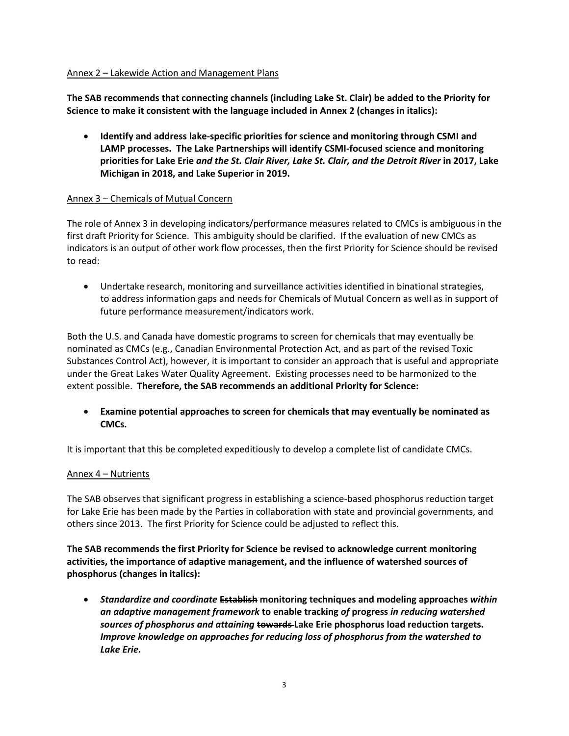<u>Annex 2 – Lakewide Action and Management Plans</u>

**The SAB recommends that connecting channels (including Lake St. Clair) be added to the Priority for Science to make it consistent with the language included in Annex 2 (changes in italics):**

- **Identify and address lake-specific priorities for science and monitoring through CSMI and LAMP processes. The Lake Partnerships will identify CSMI-focused science and monitoring priorities for Lake Erie *and the St. Clair River, Lake St. Clair, and the Detroit River* in 2017, Lake Michigan in 2018, and Lake Superior in 2019.**

<u>Annex 3 – Chemicals of Mutual Concern</u>

The role of Annex 3 in developing indicators/performance measures related to CMCs is ambiguous in the first draft Priority for Science. This ambiguity should be clarified. If the evaluation of new CMCs as indicators is an output of other work flow processes, then the first Priority for Science should be revised to read:

- Undertake research, monitoring and surveillance activities identified in binational strategies, to address information gaps and needs for Chemicals of Mutual Concern ~~as well as~~ in support of future performance measurement/indicators work.

Both the U.S. and Canada have domestic programs to screen for chemicals that may eventually be nominated as CMCs (e.g., Canadian Environmental Protection Act, and as part of the revised Toxic Substances Control Act), however, it is important to consider an approach that is useful and appropriate under the Great Lakes Water Quality Agreement. Existing processes need to be harmonized to the extent possible. **Therefore, the SAB recommends an additional Priority for Science:**

- **Examine potential approaches to screen for chemicals that may eventually be nominated as CMCs.**

It is important that this be completed expeditiously to develop a complete list of candidate CMCs.

<u>Annex 4 – Nutrients</u>

The SAB observes that significant progress in establishing a science-based phosphorus reduction target for Lake Erie has been made by the Parties in collaboration with state and provincial governments, and others since 2013. The first Priority for Science could be adjusted to reflect this.

**The SAB recommends the first Priority for Science be revised to acknowledge current monitoring activities, the importance of adaptive management, and the influence of watershed sources of phosphorus (changes in italics):**

- ***Standardize and coordinate* ~~Establish~~ monitoring techniques and modeling approaches *within an adaptive management framework* to enable tracking *of* progress *in reducing watershed sources of phosphorus and attaining* ~~towards~~ Lake Erie phosphorus load reduction targets. *Improve knowledge on approaches for reducing loss of phosphorus from the watershed to Lake Erie.***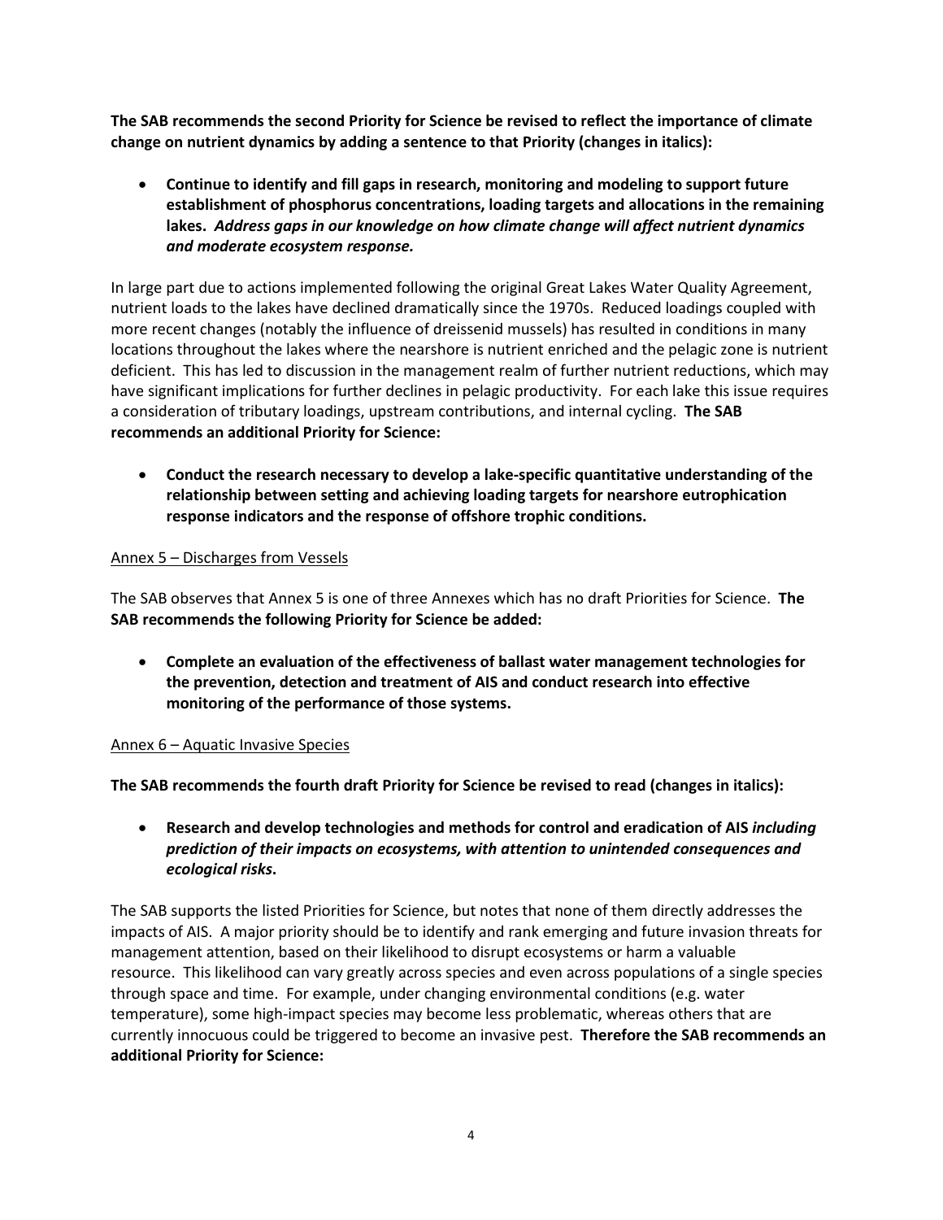**The SAB recommends the second Priority for Science be revised to reflect the importance of climate change on nutrient dynamics by adding a sentence to that Priority (changes in italics):**

- **Continue to identify and fill gaps in research, monitoring and modeling to support future establishment of phosphorus concentrations, loading targets and allocations in the remaining lakes.** ***Address gaps in our knowledge on how climate change will affect nutrient dynamics and moderate ecosystem response.***

In large part due to actions implemented following the original Great Lakes Water Quality Agreement, nutrient loads to the lakes have declined dramatically since the 1970s. Reduced loadings coupled with more recent changes (notably the influence of dreissenid mussels) has resulted in conditions in many locations throughout the lakes where the nearshore is nutrient enriched and the pelagic zone is nutrient deficient. This has led to discussion in the management realm of further nutrient reductions, which may have significant implications for further declines in pelagic productivity. For each lake this issue requires a consideration of tributary loadings, upstream contributions, and internal cycling. **The SAB recommends an additional Priority for Science:**

- **Conduct the research necessary to develop a lake-specific quantitative understanding of the relationship between setting and achieving loading targets for nearshore eutrophication response indicators and the response of offshore trophic conditions.**

Annex 5 – Discharges from Vessels

The SAB observes that Annex 5 is one of three Annexes which has no draft Priorities for Science. **The SAB recommends the following Priority for Science be added:**

- **Complete an evaluation of the effectiveness of ballast water management technologies for the prevention, detection and treatment of AIS and conduct research into effective monitoring of the performance of those systems.**

Annex 6 – Aquatic Invasive Species

**The SAB recommends the fourth draft Priority for Science be revised to read (changes in italics):**

- **Research and develop technologies and methods for control and eradication of AIS** ***including prediction of their impacts on ecosystems, with attention to unintended consequences and ecological risks*****.**

The SAB supports the listed Priorities for Science, but notes that none of them directly addresses the impacts of AIS. A major priority should be to identify and rank emerging and future invasion threats for management attention, based on their likelihood to disrupt ecosystems or harm a valuable resource. This likelihood can vary greatly across species and even across populations of a single species through space and time. For example, under changing environmental conditions (e.g. water temperature), some high-impact species may become less problematic, whereas others that are currently innocuous could be triggered to become an invasive pest. **Therefore the SAB recommends an additional Priority for Science:**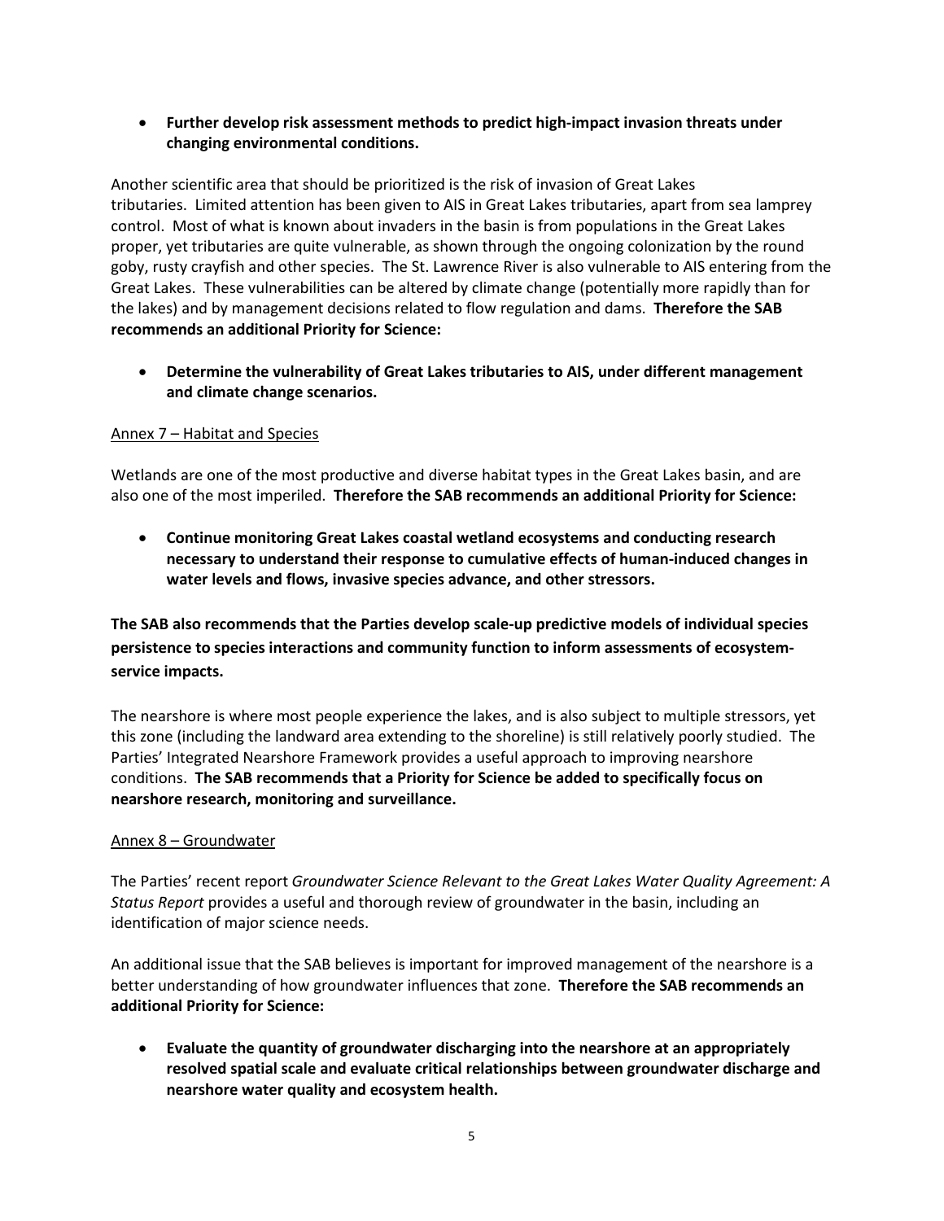- **Further develop risk assessment methods to predict high-impact invasion threats under changing environmental conditions.**

Another scientific area that should be prioritized is the risk of invasion of Great Lakes tributaries. Limited attention has been given to AIS in Great Lakes tributaries, apart from sea lamprey control. Most of what is known about invaders in the basin is from populations in the Great Lakes proper, yet tributaries are quite vulnerable, as shown through the ongoing colonization by the round goby, rusty crayfish and other species. The St. Lawrence River is also vulnerable to AIS entering from the Great Lakes. These vulnerabilities can be altered by climate change (potentially more rapidly than for the lakes) and by management decisions related to flow regulation and dams. **Therefore the SAB recommends an additional Priority for Science:**

- **Determine the vulnerability of Great Lakes tributaries to AIS, under different management and climate change scenarios.**

<u>Annex 7 – Habitat and Species</u>

Wetlands are one of the most productive and diverse habitat types in the Great Lakes basin, and are also one of the most imperiled. **Therefore the SAB recommends an additional Priority for Science:**

- **Continue monitoring Great Lakes coastal wetland ecosystems and conducting research necessary to understand their response to cumulative effects of human-induced changes in water levels and flows, invasive species advance, and other stressors.**

**The SAB also recommends that the Parties develop scale-up predictive models of individual species persistence to species interactions and community function to inform assessments of ecosystem-service impacts.**

The nearshore is where most people experience the lakes, and is also subject to multiple stressors, yet this zone (including the landward area extending to the shoreline) is still relatively poorly studied. The Parties' Integrated Nearshore Framework provides a useful approach to improving nearshore conditions. **The SAB recommends that a Priority for Science be added to specifically focus on nearshore research, monitoring and surveillance.**

<u>Annex 8 – Groundwater</u>

The Parties' recent report *Groundwater Science Relevant to the Great Lakes Water Quality Agreement: A Status Report* provides a useful and thorough review of groundwater in the basin, including an identification of major science needs.

An additional issue that the SAB believes is important for improved management of the nearshore is a better understanding of how groundwater influences that zone. **Therefore the SAB recommends an additional Priority for Science:**

- **Evaluate the quantity of groundwater discharging into the nearshore at an appropriately resolved spatial scale and evaluate critical relationships between groundwater discharge and nearshore water quality and ecosystem health.**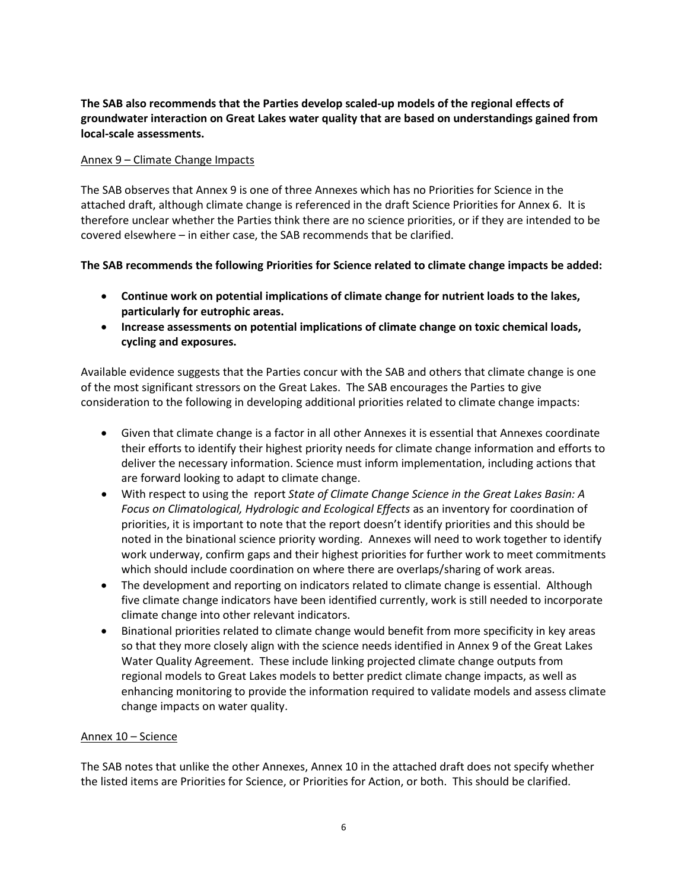**The SAB also recommends that the Parties develop scaled-up models of the regional effects of groundwater interaction on Great Lakes water quality that are based on understandings gained from local-scale assessments.**

Annex 9 – Climate Change Impacts

The SAB observes that Annex 9 is one of three Annexes which has no Priorities for Science in the attached draft, although climate change is referenced in the draft Science Priorities for Annex 6. It is therefore unclear whether the Parties think there are no science priorities, or if they are intended to be covered elsewhere – in either case, the SAB recommends that be clarified.

**The SAB recommends the following Priorities for Science related to climate change impacts be added:**

- **Continue work on potential implications of climate change for nutrient loads to the lakes, particularly for eutrophic areas.**
- **Increase assessments on potential implications of climate change on toxic chemical loads, cycling and exposures.**

Available evidence suggests that the Parties concur with the SAB and others that climate change is one of the most significant stressors on the Great Lakes. The SAB encourages the Parties to give consideration to the following in developing additional priorities related to climate change impacts:

- Given that climate change is a factor in all other Annexes it is essential that Annexes coordinate their efforts to identify their highest priority needs for climate change information and efforts to deliver the necessary information. Science must inform implementation, including actions that are forward looking to adapt to climate change.
- With respect to using the report *State of Climate Change Science in the Great Lakes Basin: A Focus on Climatological, Hydrologic and Ecological Effects* as an inventory for coordination of priorities, it is important to note that the report doesn't identify priorities and this should be noted in the binational science priority wording. Annexes will need to work together to identify work underway, confirm gaps and their highest priorities for further work to meet commitments which should include coordination on where there are overlaps/sharing of work areas.
- The development and reporting on indicators related to climate change is essential. Although five climate change indicators have been identified currently, work is still needed to incorporate climate change into other relevant indicators.
- Binational priorities related to climate change would benefit from more specificity in key areas so that they more closely align with the science needs identified in Annex 9 of the Great Lakes Water Quality Agreement. These include linking projected climate change outputs from regional models to Great Lakes models to better predict climate change impacts, as well as enhancing monitoring to provide the information required to validate models and assess climate change impacts on water quality.

Annex 10 – Science

The SAB notes that unlike the other Annexes, Annex 10 in the attached draft does not specify whether the listed items are Priorities for Science, or Priorities for Action, or both. This should be clarified.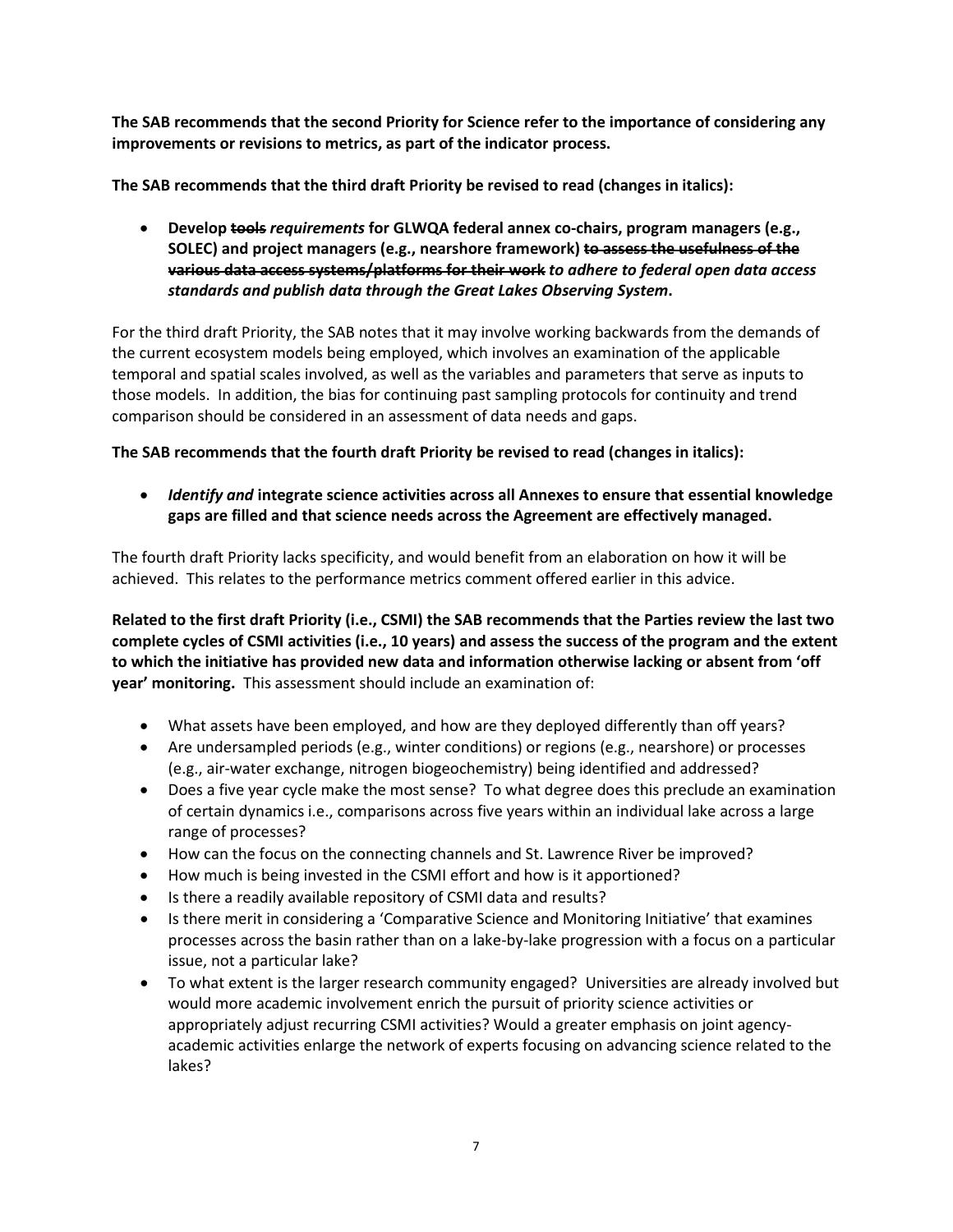**The SAB recommends that the second Priority for Science refer to the importance of considering any improvements or revisions to metrics, as part of the indicator process.**

**The SAB recommends that the third draft Priority be revised to read (changes in italics):**

- **Develop ~~tools~~ *requirements* for GLWQA federal annex co-chairs, program managers (e.g., SOLEC) and project managers (e.g., nearshore framework) ~~to assess the usefulness of the various data access systems/platforms for their work~~ *to adhere to federal open data access standards and publish data through the Great Lakes Observing System*.**

For the third draft Priority, the SAB notes that it may involve working backwards from the demands of the current ecosystem models being employed, which involves an examination of the applicable temporal and spatial scales involved, as well as the variables and parameters that serve as inputs to those models. In addition, the bias for continuing past sampling protocols for continuity and trend comparison should be considered in an assessment of data needs and gaps.

**The SAB recommends that the fourth draft Priority be revised to read (changes in italics):**

- ***Identify and* integrate science activities across all Annexes to ensure that essential knowledge gaps are filled and that science needs across the Agreement are effectively managed.**

The fourth draft Priority lacks specificity, and would benefit from an elaboration on how it will be achieved. This relates to the performance metrics comment offered earlier in this advice.

**Related to the first draft Priority (i.e., CSMI) the SAB recommends that the Parties review the last two complete cycles of CSMI activities (i.e., 10 years) and assess the success of the program and the extent to which the initiative has provided new data and information otherwise lacking or absent from 'off year' monitoring.** This assessment should include an examination of:

- What assets have been employed, and how are they deployed differently than off years?
- Are undersampled periods (e.g., winter conditions) or regions (e.g., nearshore) or processes (e.g., air-water exchange, nitrogen biogeochemistry) being identified and addressed?
- Does a five year cycle make the most sense? To what degree does this preclude an examination of certain dynamics i.e., comparisons across five years within an individual lake across a large range of processes?
- How can the focus on the connecting channels and St. Lawrence River be improved?
- How much is being invested in the CSMI effort and how is it apportioned?
- Is there a readily available repository of CSMI data and results?
- Is there merit in considering a 'Comparative Science and Monitoring Initiative' that examines processes across the basin rather than on a lake-by-lake progression with a focus on a particular issue, not a particular lake?
- To what extent is the larger research community engaged? Universities are already involved but would more academic involvement enrich the pursuit of priority science activities or appropriately adjust recurring CSMI activities? Would a greater emphasis on joint agency-academic activities enlarge the network of experts focusing on advancing science related to the lakes?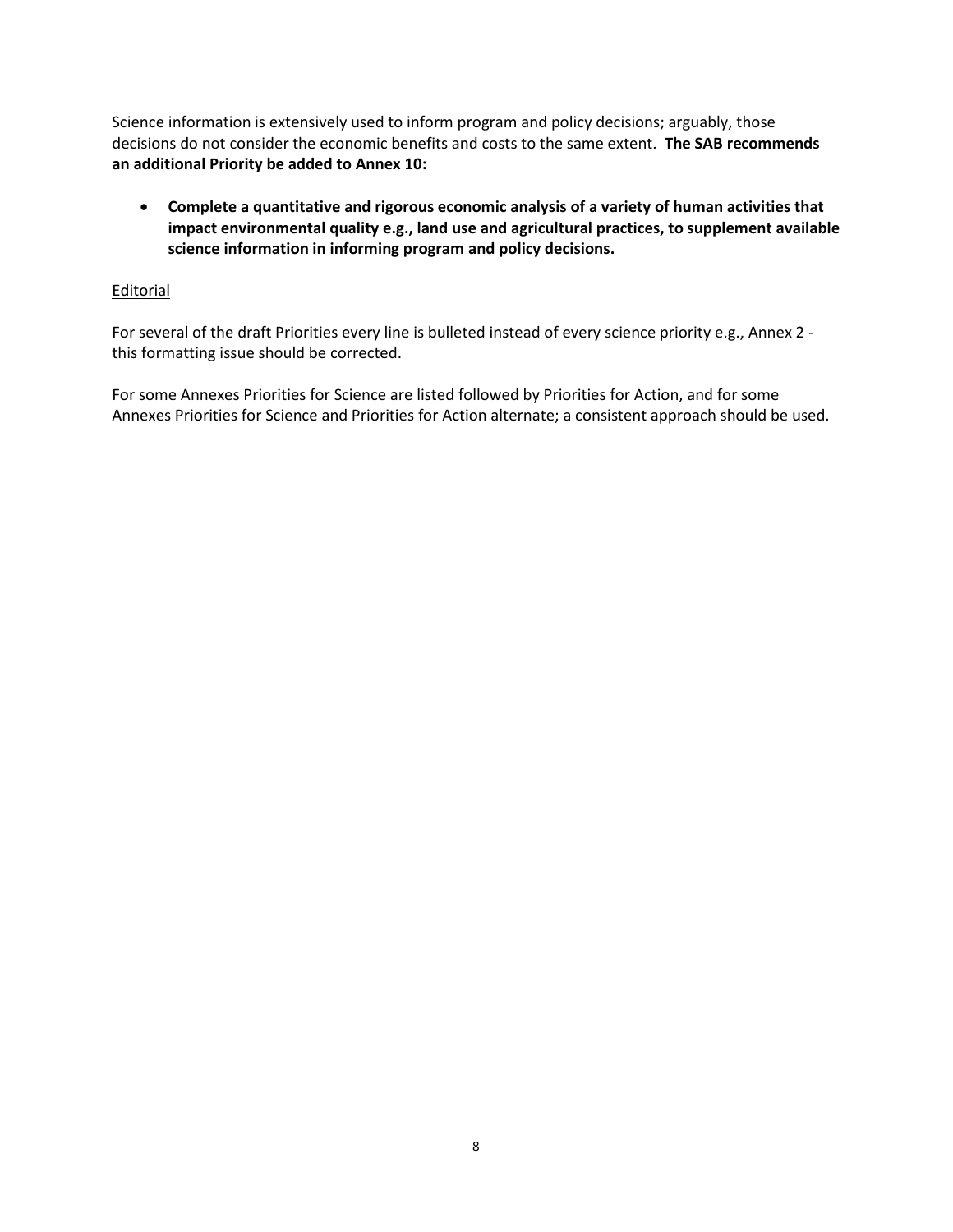Science information is extensively used to inform program and policy decisions; arguably, those decisions do not consider the economic benefits and costs to the same extent. **The SAB recommends an additional Priority be added to Annex 10:**

- **Complete a quantitative and rigorous economic analysis of a variety of human activities that impact environmental quality e.g., land use and agricultural practices, to supplement available science information in informing program and policy decisions.**

<u>Editorial</u>

For several of the draft Priorities every line is bulleted instead of every science priority e.g., Annex 2 - this formatting issue should be corrected.

For some Annexes Priorities for Science are listed followed by Priorities for Action, and for some Annexes Priorities for Science and Priorities for Action alternate; a consistent approach should be used.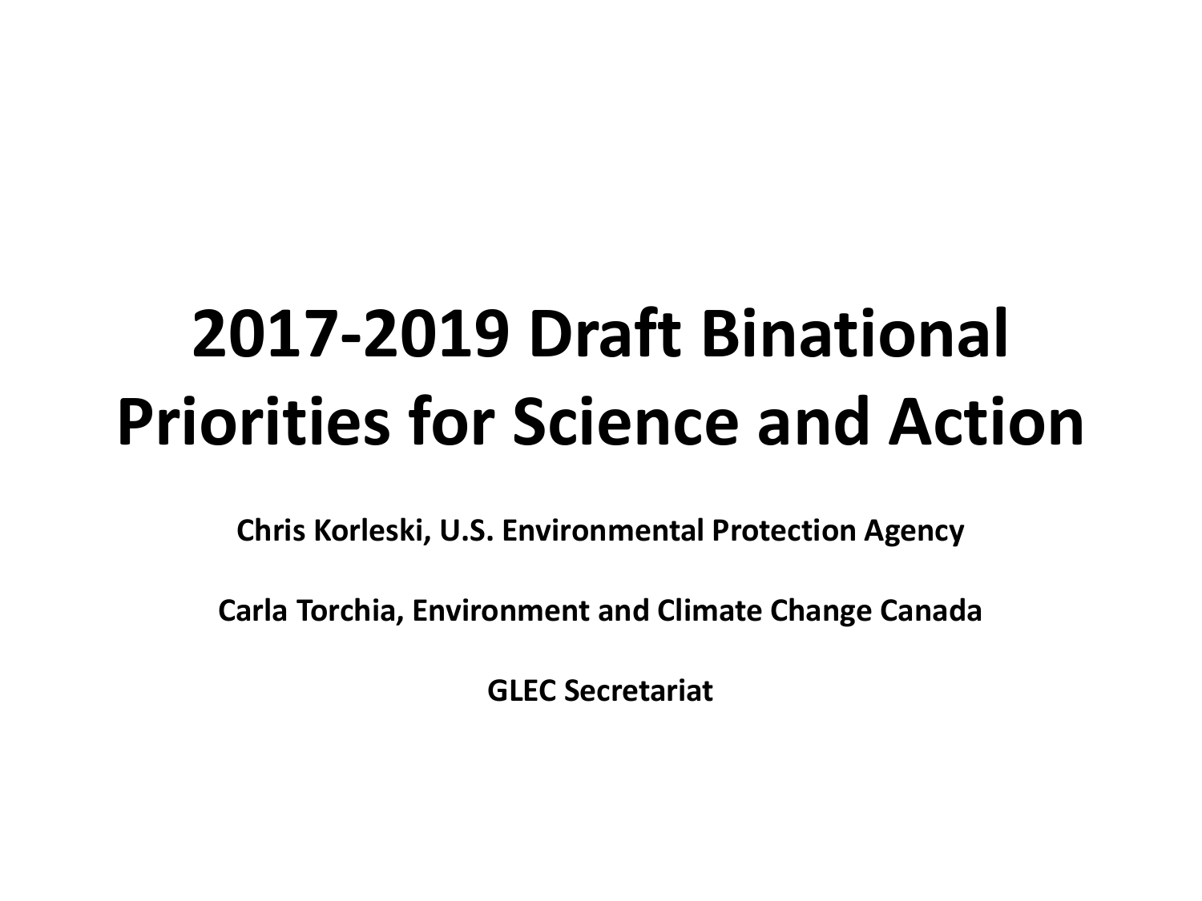# 2017-2019 Draft Binational Priorities for Science and Action

**Chris Korleski, U.S. Environmental Protection Agency**

**Carla Torchia, Environment and Climate Change Canada**

**GLEC Secretariat**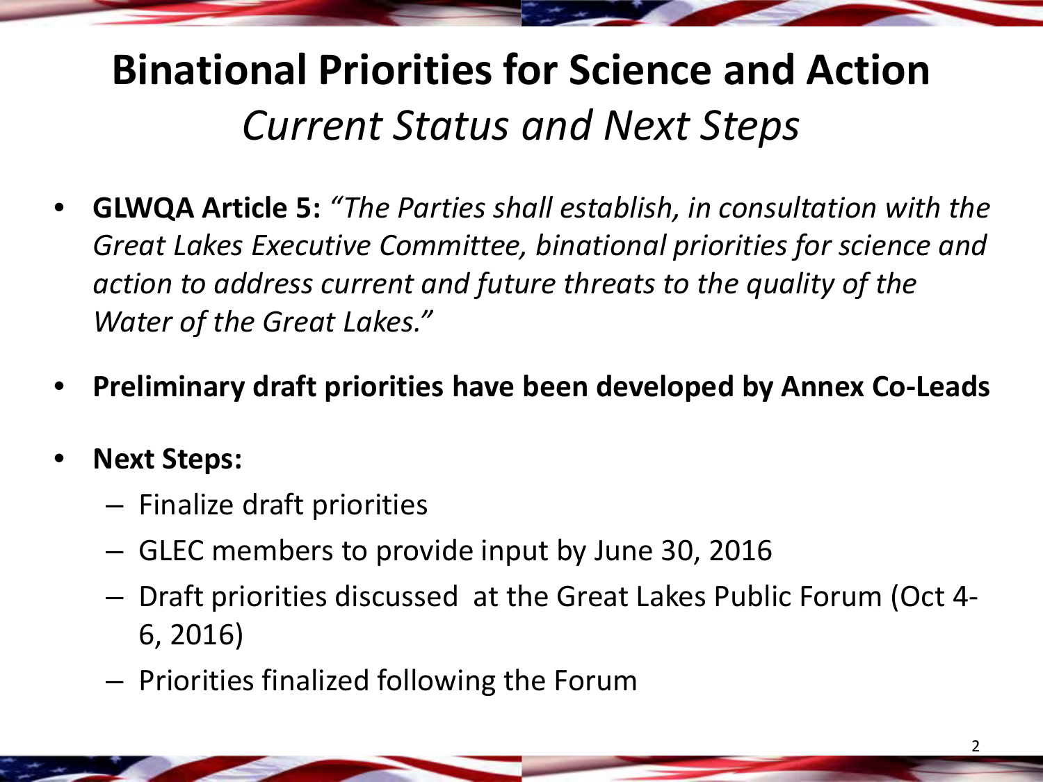# Binational Priorities for Science and Action

## *Current Status and Next Steps*

- **GLWQA Article 5:** *"The Parties shall establish, in consultation with the Great Lakes Executive Committee, binational priorities for science and action to address current and future threats to the quality of the Water of the Great Lakes."*
- **Preliminary draft priorities have been developed by Annex Co-Leads**
- **Next Steps:**
  - Finalize draft priorities
  - GLEC members to provide input by June 30, 2016
  - Draft priorities discussed at the Great Lakes Public Forum (Oct 4-6, 2016)
  - Priorities finalized following the Forum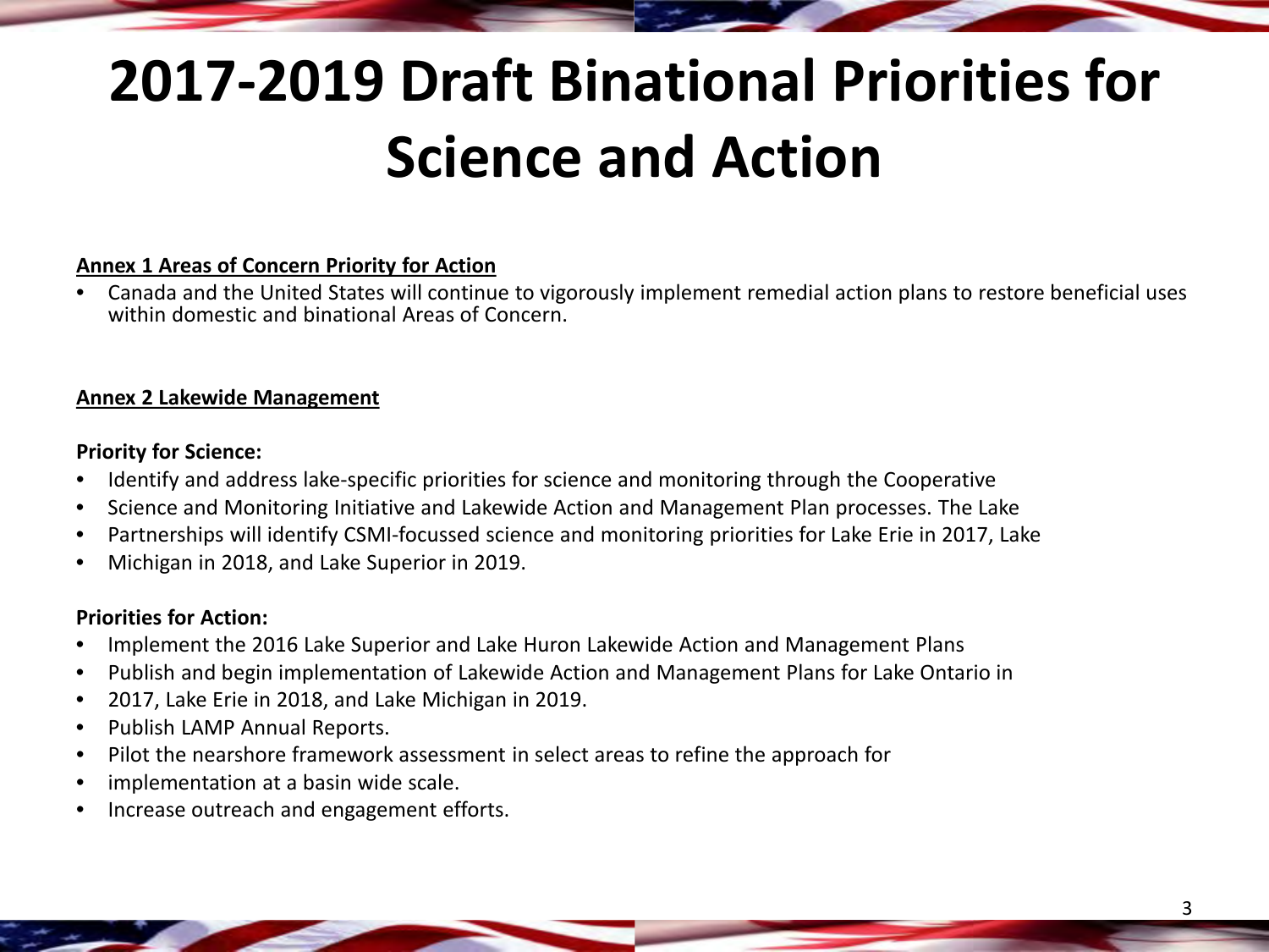# 2017-2019 Draft Binational Priorities for Science and Action

**Annex 1 Areas of Concern Priority for Action**

- Canada and the United States will continue to vigorously implement remedial action plans to restore beneficial uses within domestic and binational Areas of Concern.

**Annex 2 Lakewide Management**

**Priority for Science:**

- Identify and address lake-specific priorities for science and monitoring through the Cooperative
- Science and Monitoring Initiative and Lakewide Action and Management Plan processes. The Lake
- Partnerships will identify CSMI-focussed science and monitoring priorities for Lake Erie in 2017, Lake
- Michigan in 2018, and Lake Superior in 2019.

**Priorities for Action:**

- Implement the 2016 Lake Superior and Lake Huron Lakewide Action and Management Plans
- Publish and begin implementation of Lakewide Action and Management Plans for Lake Ontario in
- 2017, Lake Erie in 2018, and Lake Michigan in 2019.
- Publish LAMP Annual Reports.
- Pilot the nearshore framework assessment in select areas to refine the approach for
- implementation at a basin wide scale.
- Increase outreach and engagement efforts.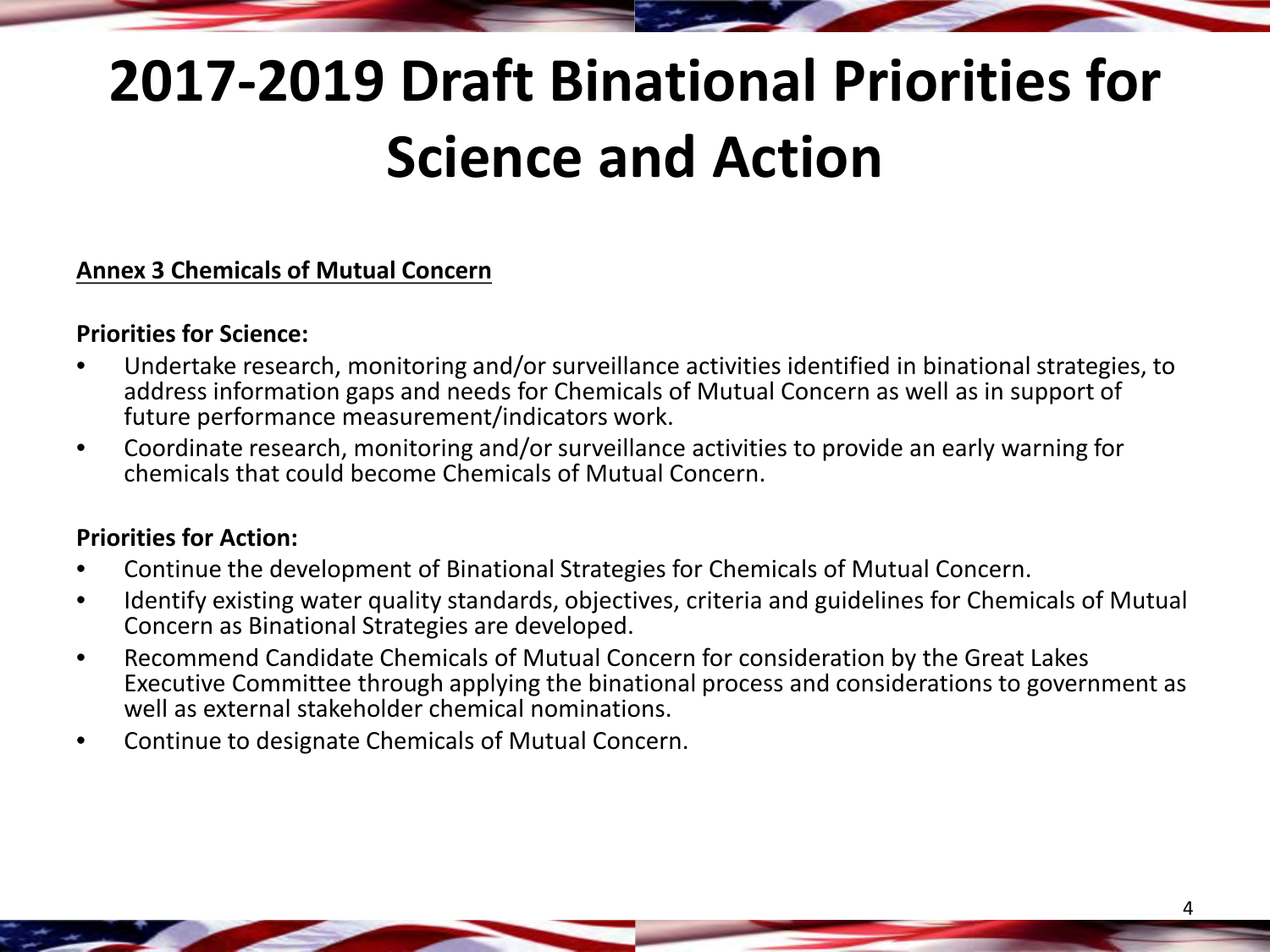# 2017-2019 Draft Binational Priorities for Science and Action

**Annex 3 Chemicals of Mutual Concern**

**Priorities for Science:**

- Undertake research, monitoring and/or surveillance activities identified in binational strategies, to address information gaps and needs for Chemicals of Mutual Concern as well as in support of future performance measurement/indicators work.
- Coordinate research, monitoring and/or surveillance activities to provide an early warning for chemicals that could become Chemicals of Mutual Concern.

**Priorities for Action:**

- Continue the development of Binational Strategies for Chemicals of Mutual Concern.
- Identify existing water quality standards, objectives, criteria and guidelines for Chemicals of Mutual Concern as Binational Strategies are developed.
- Recommend Candidate Chemicals of Mutual Concern for consideration by the Great Lakes Executive Committee through applying the binational process and considerations to government as well as external stakeholder chemical nominations.
- Continue to designate Chemicals of Mutual Concern.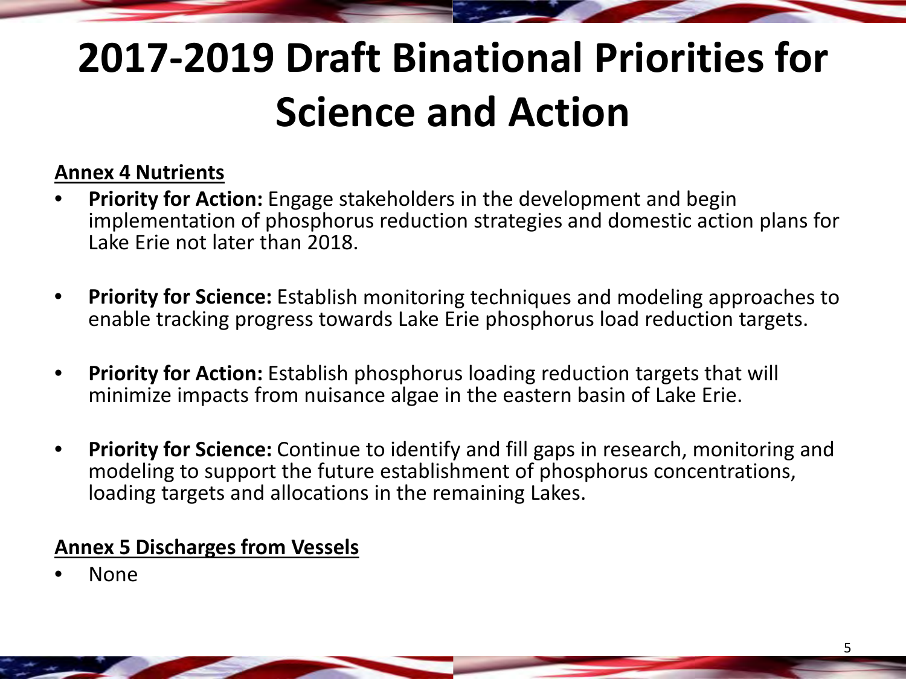# 2017-2019 Draft Binational Priorities for Science and Action

**Annex 4 Nutrients**

- **Priority for Action:** Engage stakeholders in the development and begin implementation of phosphorus reduction strategies and domestic action plans for Lake Erie not later than 2018.
- **Priority for Science:** Establish monitoring techniques and modeling approaches to enable tracking progress towards Lake Erie phosphorus load reduction targets.
- **Priority for Action:** Establish phosphorus loading reduction targets that will minimize impacts from nuisance algae in the eastern basin of Lake Erie.
- **Priority for Science:** Continue to identify and fill gaps in research, monitoring and modeling to support the future establishment of phosphorus concentrations, loading targets and allocations in the remaining Lakes.

**Annex 5 Discharges from Vessels**

- None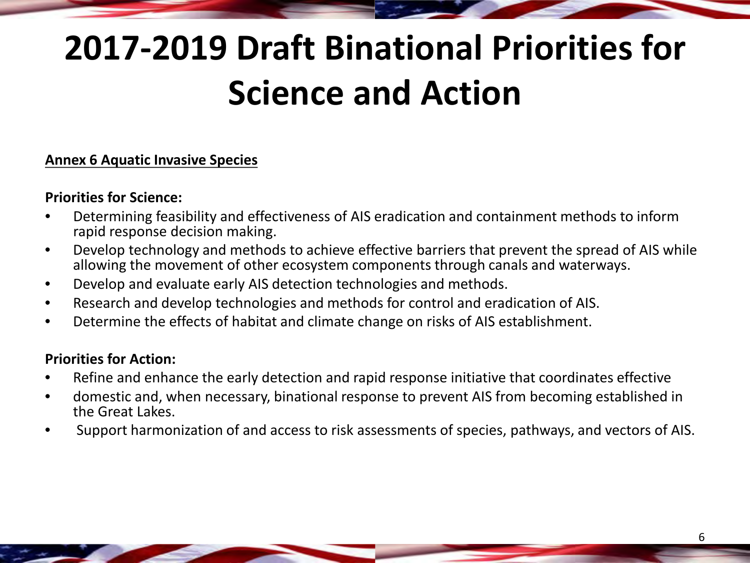# 2017-2019 Draft Binational Priorities for Science and Action

**Annex 6 Aquatic Invasive Species**

**Priorities for Science:**

- Determining feasibility and effectiveness of AIS eradication and containment methods to inform rapid response decision making.
- Develop technology and methods to achieve effective barriers that prevent the spread of AIS while allowing the movement of other ecosystem components through canals and waterways.
- Develop and evaluate early AIS detection technologies and methods.
- Research and develop technologies and methods for control and eradication of AIS.
- Determine the effects of habitat and climate change on risks of AIS establishment.

**Priorities for Action:**

- Refine and enhance the early detection and rapid response initiative that coordinates effective
- domestic and, when necessary, binational response to prevent AIS from becoming established in the Great Lakes.
- Support harmonization of and access to risk assessments of species, pathways, and vectors of AIS.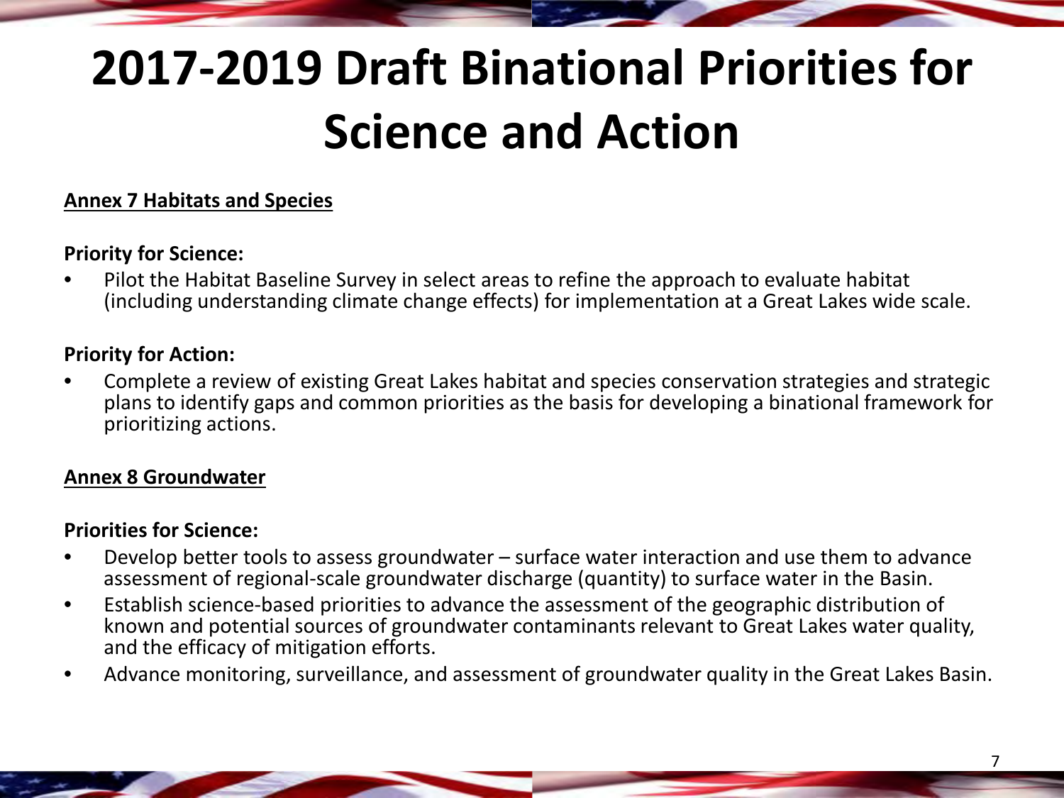# 2017-2019 Draft Binational Priorities for Science and Action

**Annex 7 Habitats and Species**

**Priority for Science:**

- Pilot the Habitat Baseline Survey in select areas to refine the approach to evaluate habitat (including understanding climate change effects) for implementation at a Great Lakes wide scale.

**Priority for Action:**

- Complete a review of existing Great Lakes habitat and species conservation strategies and strategic plans to identify gaps and common priorities as the basis for developing a binational framework for prioritizing actions.

**Annex 8 Groundwater**

**Priorities for Science:**

- Develop better tools to assess groundwater – surface water interaction and use them to advance assessment of regional-scale groundwater discharge (quantity) to surface water in the Basin.
- Establish science-based priorities to advance the assessment of the geographic distribution of known and potential sources of groundwater contaminants relevant to Great Lakes water quality, and the efficacy of mitigation efforts.
- Advance monitoring, surveillance, and assessment of groundwater quality in the Great Lakes Basin.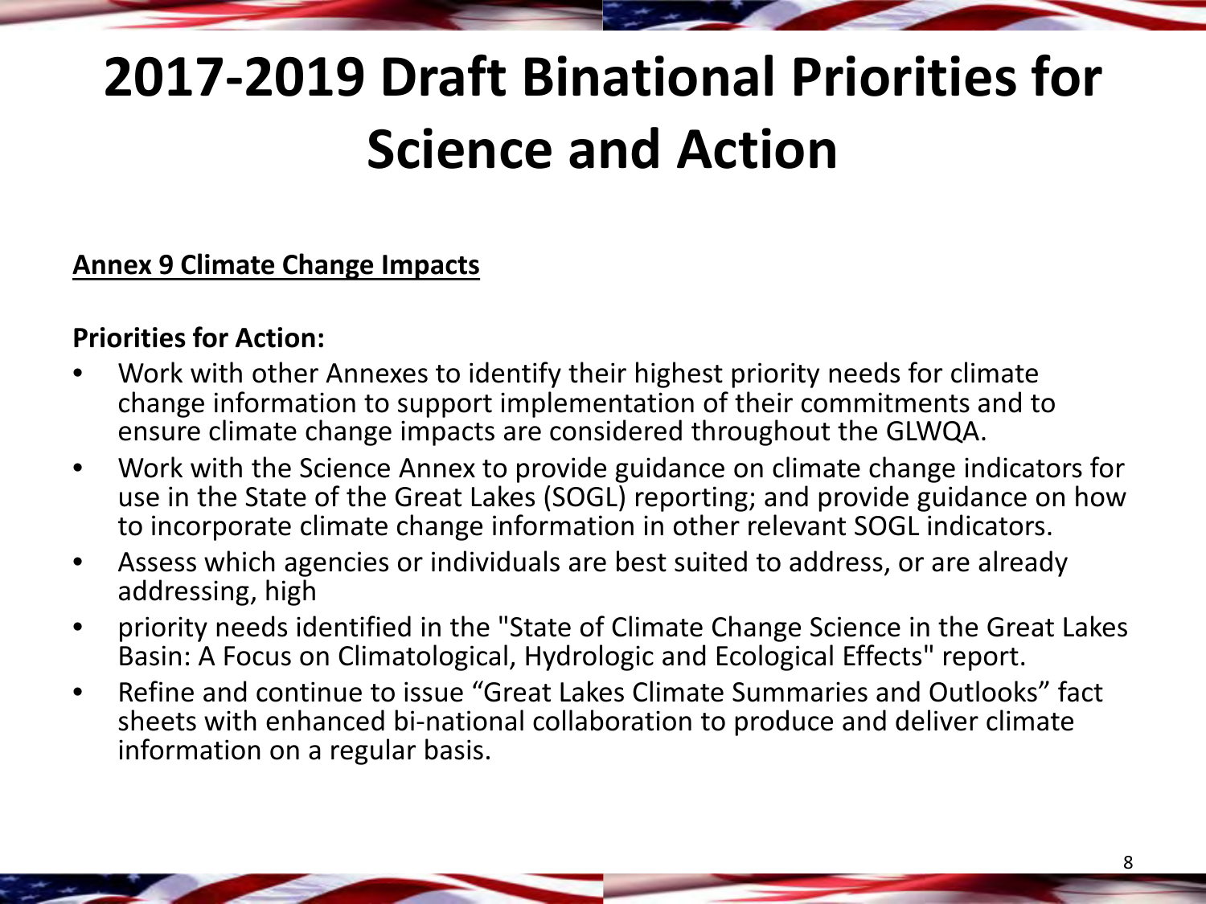# 2017-2019 Draft Binational Priorities for Science and Action

**Annex 9 Climate Change Impacts**

**Priorities for Action:**

- Work with other Annexes to identify their highest priority needs for climate change information to support implementation of their commitments and to ensure climate change impacts are considered throughout the GLWQA.
- Work with the Science Annex to provide guidance on climate change indicators for use in the State of the Great Lakes (SOGL) reporting; and provide guidance on how to incorporate climate change information in other relevant SOGL indicators.
- Assess which agencies or individuals are best suited to address, or are already addressing, high
- priority needs identified in the "State of Climate Change Science in the Great Lakes Basin: A Focus on Climatological, Hydrologic and Ecological Effects" report.
- Refine and continue to issue "Great Lakes Climate Summaries and Outlooks" fact sheets with enhanced bi-national collaboration to produce and deliver climate information on a regular basis.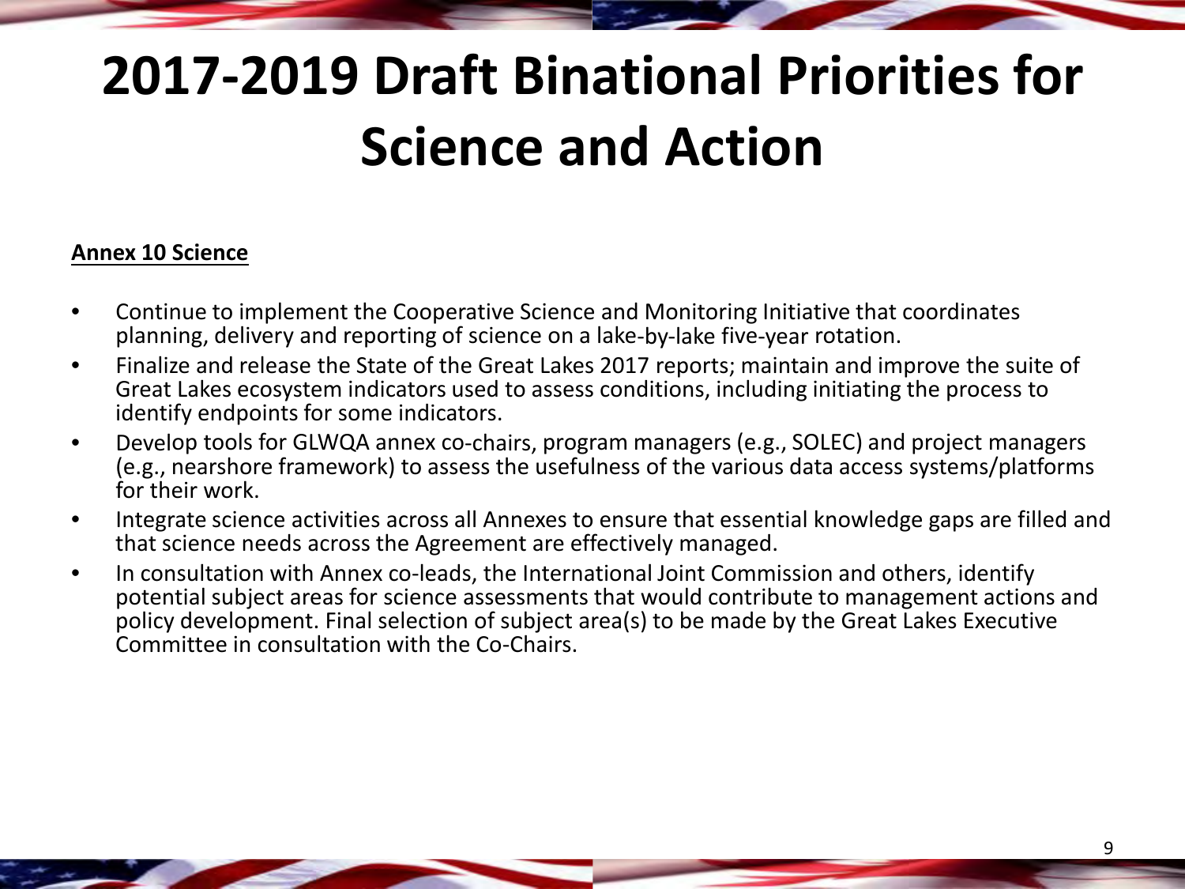# 2017-2019 Draft Binational Priorities for Science and Action

**Annex 10 Science**

- Continue to implement the Cooperative Science and Monitoring Initiative that coordinates planning, delivery and reporting of science on a lake-by-lake five-year rotation.
- Finalize and release the State of the Great Lakes 2017 reports; maintain and improve the suite of Great Lakes ecosystem indicators used to assess conditions, including initiating the process to identify endpoints for some indicators.
- Develop tools for GLWQA annex co-chairs, program managers (e.g., SOLEC) and project managers (e.g., nearshore framework) to assess the usefulness of the various data access systems/platforms for their work.
- Integrate science activities across all Annexes to ensure that essential knowledge gaps are filled and that science needs across the Agreement are effectively managed.
- In consultation with Annex co-leads, the International Joint Commission and others, identify potential subject areas for science assessments that would contribute to management actions and policy development. Final selection of subject area(s) to be made by the Great Lakes Executive Committee in consultation with the Co-Chairs.